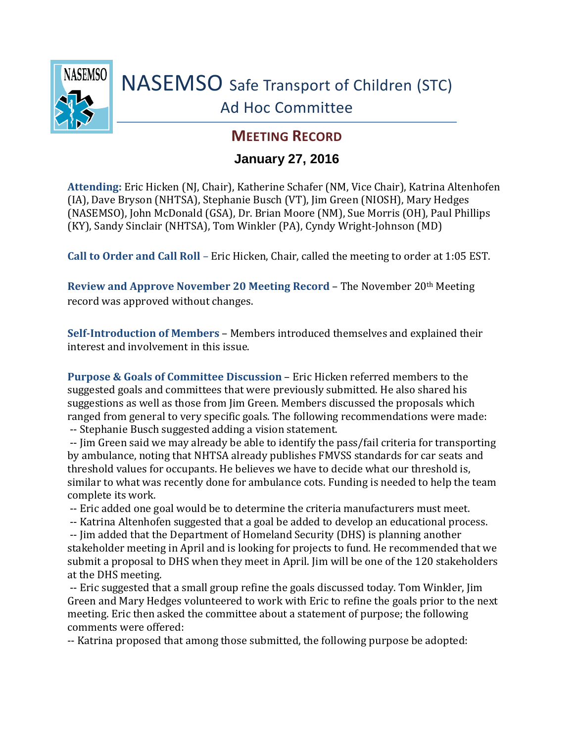# NASEMSO Safe Transport of Children (STC) Ad Hoc Committee

## MEETING RECORD

### January 27, 2016

**Attending:** Eric Hicken (NJ, Chair), Katherine Schafer (NM, Vice Chair), Katrina Altenhofen (IA), Dave Bryson (NHTSA), Stephanie Busch (VT), Jim Green (NIOSH), Mary Hedges (NASEMSO), John McDonald (GSA), Dr. Brian Moore (NM), Sue Morris (OH), Paul Phillips (KY), Sandy Sinclair (NHTSA), Tom Winkler (PA), Cyndy Wright-Johnson (MD)

**Call to Order and Call Roll** – Eric Hicken, Chair, called the meeting to order at 1:05 EST.

**Review and Approve November 20 Meeting Record** – The November 20th Meeting record was approved without changes.

**Self-Introduction of Members** – Members introduced themselves and explained their interest and involvement in this issue.

**Purpose & Goals of Committee Discussion** – Eric Hicken referred members to the suggested goals and committees that were previously submitted. He also shared his suggestions as well as those from Jim Green. Members discussed the proposals which ranged from general to very specific goals. The following recommendations were made:

-- Stephanie Busch suggested adding a vision statement.

-- Jim Green said we may already be able to identify the pass/fail criteria for transporting by ambulance, noting that NHTSA already publishes FMVSS standards for car seats and threshold values for occupants. He believes we have to decide what our threshold is, similar to what was recently done for ambulance cots. Funding is needed to help the team complete its work.

-- Eric added one goal would be to determine the criteria manufacturers must meet.

-- Katrina Altenhofen suggested that a goal be added to develop an educational process.

-- Jim added that the Department of Homeland Security (DHS) is planning another stakeholder meeting in April and is looking for projects to fund. He recommended that we submit a proposal to DHS when they meet in April. Jim will be one of the 120 stakeholders at the DHS meeting.

-- Eric suggested that a small group refine the goals discussed today. Tom Winkler, Jim Green and Mary Hedges volunteered to work with Eric to refine the goals prior to the next meeting. Eric then asked the committee about a statement of purpose; the following comments were offered:

-- Katrina proposed that among those submitted, the following purpose be adopted: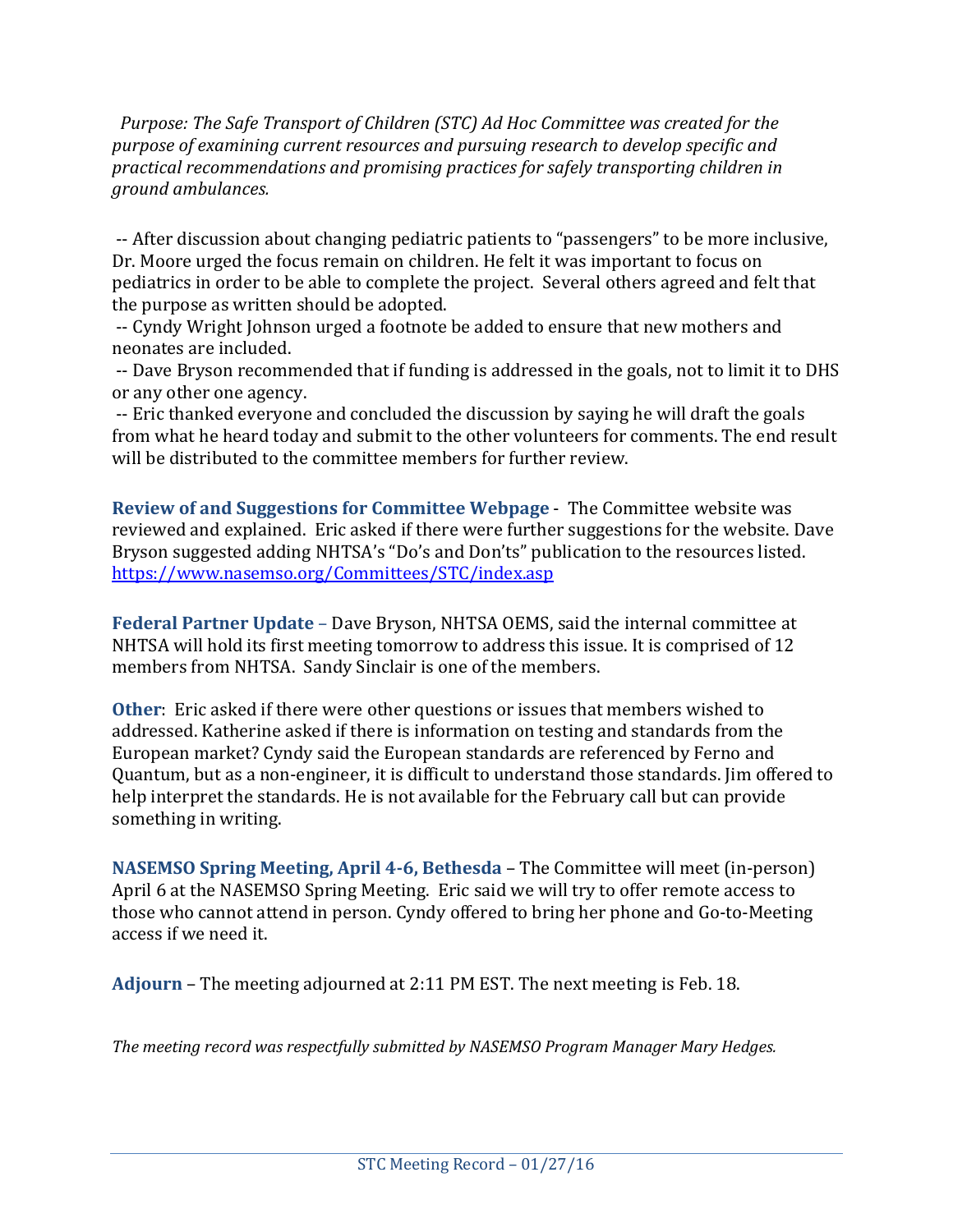*Purpose: The Safe Transport of Children (STC) Ad Hoc Committee was created for the purpose of examining current resources and pursuing research to develop specific and practical recommendations and promising practices for safely transporting children in ground ambulances.*

-- After discussion about changing pediatric patients to "passengers" to be more inclusive, Dr. Moore urged the focus remain on children. He felt it was important to focus on pediatrics in order to be able to complete the project. Several others agreed and felt that the purpose as written should be adopted.
-- Cyndy Wright Johnson urged a footnote be added to ensure that new mothers and neonates are included.
-- Dave Bryson recommended that if funding is addressed in the goals, not to limit it to DHS or any other one agency.
-- Eric thanked everyone and concluded the discussion by saying he will draft the goals from what he heard today and submit to the other volunteers for comments. The end result will be distributed to the committee members for further review.

**Review of and Suggestions for Committee Webpage** - The Committee website was reviewed and explained. Eric asked if there were further suggestions for the website. Dave Bryson suggested adding NHTSA's "Do's and Don'ts" publication to the resources listed. https://www.nasemso.org/Committees/STC/index.asp

**Federal Partner Update** – Dave Bryson, NHTSA OEMS, said the internal committee at NHTSA will hold its first meeting tomorrow to address this issue. It is comprised of 12 members from NHTSA. Sandy Sinclair is one of the members.

**Other**: Eric asked if there were other questions or issues that members wished to addressed. Katherine asked if there is information on testing and standards from the European market? Cyndy said the European standards are referenced by Ferno and Quantum, but as a non-engineer, it is difficult to understand those standards. Jim offered to help interpret the standards. He is not available for the February call but can provide something in writing.

**NASEMSO Spring Meeting, April 4-6, Bethesda** – The Committee will meet (in-person) April 6 at the NASEMSO Spring Meeting. Eric said we will try to offer remote access to those who cannot attend in person. Cyndy offered to bring her phone and Go-to-Meeting access if we need it.

**Adjourn** – The meeting adjourned at 2:11 PM EST. The next meeting is Feb. 18.

*The meeting record was respectfully submitted by NASEMSO Program Manager Mary Hedges.*